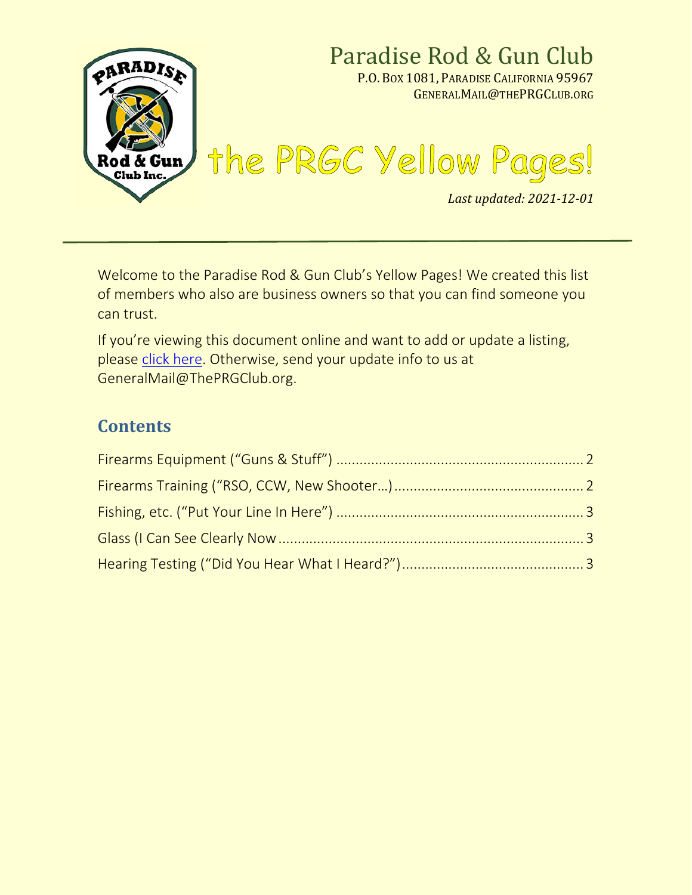# Paradise Rod & Gun Club

P.O. Box 1081, Paradise California 95967
GeneralMail@thePRGClub.org

# the PRGC Yellow Pages!

*Last updated: 2021-12-01*

---

Welcome to the Paradise Rod & Gun Club's Yellow Pages! We created this list of members who also are business owners so that you can find someone you can trust.

If you're viewing this document online and want to add or update a listing, please click here. Otherwise, send your update info to us at GeneralMail@ThePRGClub.org.

## Contents

Firearms Equipment ("Guns & Stuff") ........................................ 2
Firearms Training ("RSO, CCW, New Shooter…) ................................ 2
Fishing, etc. ("Put Your Line In Here") .................................... 3
Glass (I Can See Clearly Now ................................................ 3
Hearing Testing ("Did You Hear What I Heard?") .............................. 3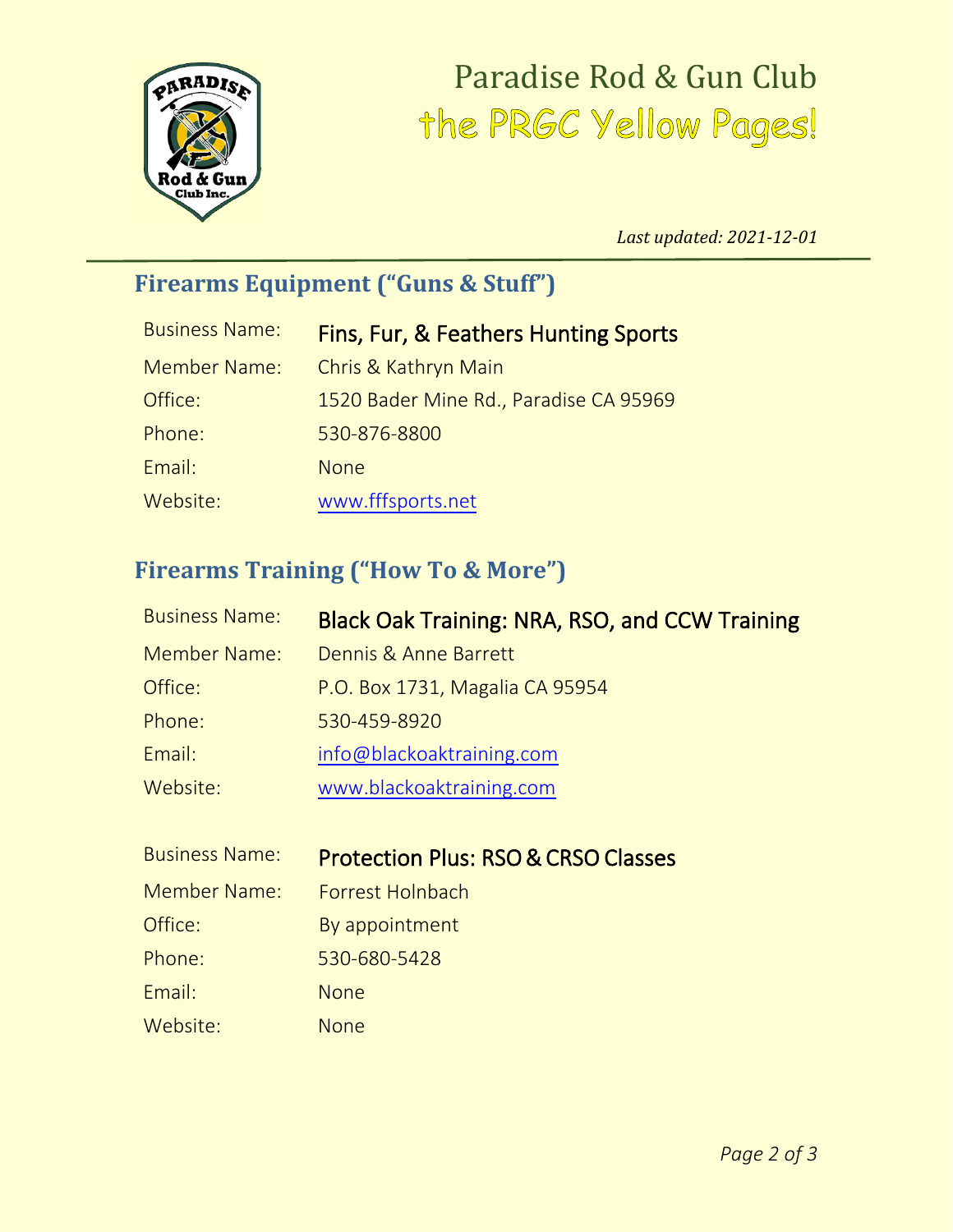# Paradise Rod & Gun Club

## the PRGC Yellow Pages!

*Last updated: 2021-12-01*

---

## Firearms Equipment ("Guns & Stuff")

| | |
|---|---|
| Business Name: | Fins, Fur, & Feathers Hunting Sports |
| Member Name: | Chris & Kathryn Main |
| Office: | 1520 Bader Mine Rd., Paradise CA 95969 |
| Phone: | 530-876-8800 |
| Email: | None |
| Website: | www.fffsports.net |

## Firearms Training ("How To & More")

| | |
|---|---|
| Business Name: | Black Oak Training: NRA, RSO, and CCW Training |
| Member Name: | Dennis & Anne Barrett |
| Office: | P.O. Box 1731, Magalia CA 95954 |
| Phone: | 530-459-8920 |
| Email: | info@blackoaktraining.com |
| Website: | www.blackoaktraining.com |

| | |
|---|---|
| Business Name: | Protection Plus: RSO & CRSO Classes |
| Member Name: | Forrest Holnbach |
| Office: | By appointment |
| Phone: | 530-680-5428 |
| Email: | None |
| Website: | None |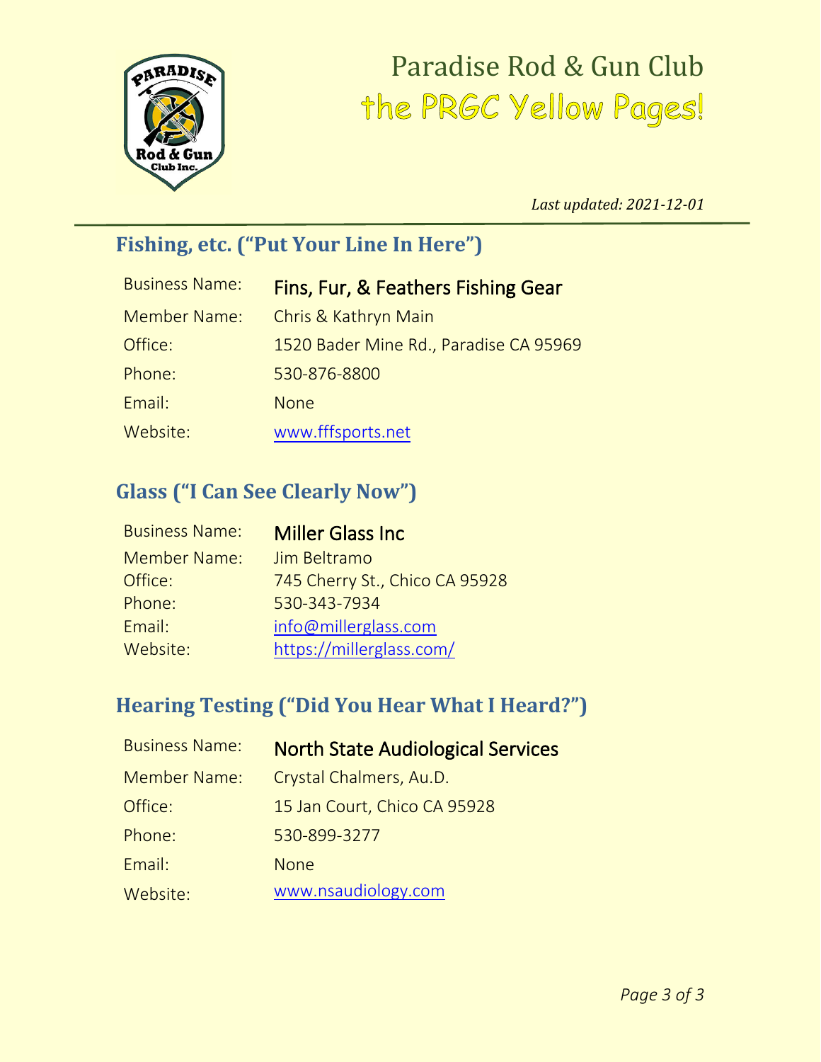# Paradise Rod & Gun Club

## the PRGC Yellow Pages!

*Last updated: 2021-12-01*

## Fishing, etc. ("Put Your Line In Here")

| | |
|---|---|
| Business Name: | Fins, Fur, & Feathers Fishing Gear |
| Member Name: | Chris & Kathryn Main |
| Office: | 1520 Bader Mine Rd., Paradise CA 95969 |
| Phone: | 530-876-8800 |
| Email: | None |
| Website: | www.fffsports.net |

## Glass ("I Can See Clearly Now")

| | |
|---|---|
| Business Name: | Miller Glass Inc |
| Member Name: | Jim Beltramo |
| Office: | 745 Cherry St., Chico CA 95928 |
| Phone: | 530-343-7934 |
| Email: | info@millerglass.com |
| Website: | https://millerglass.com/ |

## Hearing Testing ("Did You Hear What I Heard?")

| | |
|---|---|
| Business Name: | North State Audiological Services |
| Member Name: | Crystal Chalmers, Au.D. |
| Office: | 15 Jan Court, Chico CA 95928 |
| Phone: | 530-899-3277 |
| Email: | None |
| Website: | www.nsaudiology.com |